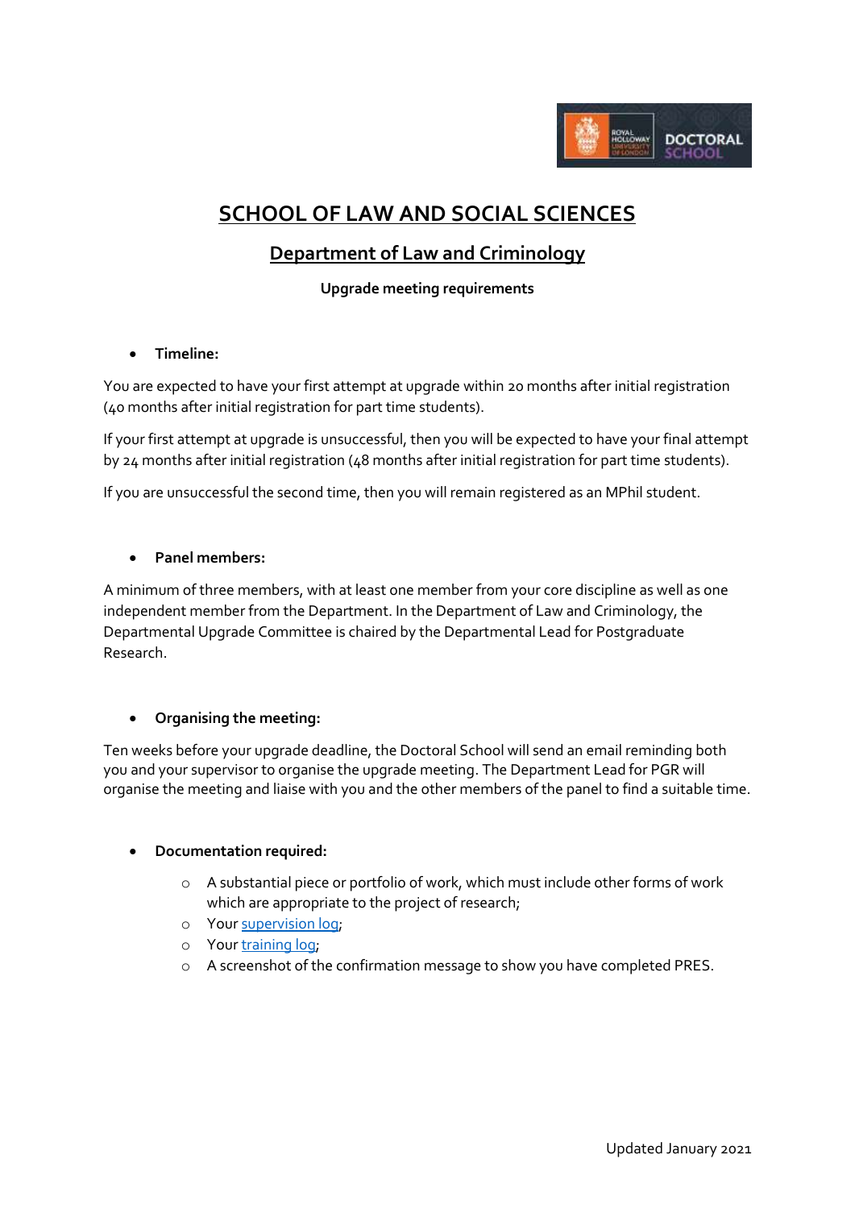# SCHOOL OF LAW AND SOCIAL SCIENCES

## Department of Law and Criminology

**Upgrade meeting requirements**

- **Timeline:**

You are expected to have your first attempt at upgrade within 20 months after initial registration (40 months after initial registration for part time students).

If your first attempt at upgrade is unsuccessful, then you will be expected to have your final attempt by 24 months after initial registration (48 months after initial registration for part time students).

If you are unsuccessful the second time, then you will remain registered as an MPhil student.

- **Panel members:**

A minimum of three members, with at least one member from your core discipline as well as one independent member from the Department. In the Department of Law and Criminology, the Departmental Upgrade Committee is chaired by the Departmental Lead for Postgraduate Research.

- **Organising the meeting:**

Ten weeks before your upgrade deadline, the Doctoral School will send an email reminding both you and your supervisor to organise the upgrade meeting. The Department Lead for PGR will organise the meeting and liaise with you and the other members of the panel to find a suitable time.

- **Documentation required:**
  - A substantial piece or portfolio of work, which must include other forms of work which are appropriate to the project of research;
  - Your supervision log;
  - Your training log;
  - A screenshot of the confirmation message to show you have completed PRES.

Updated January 2021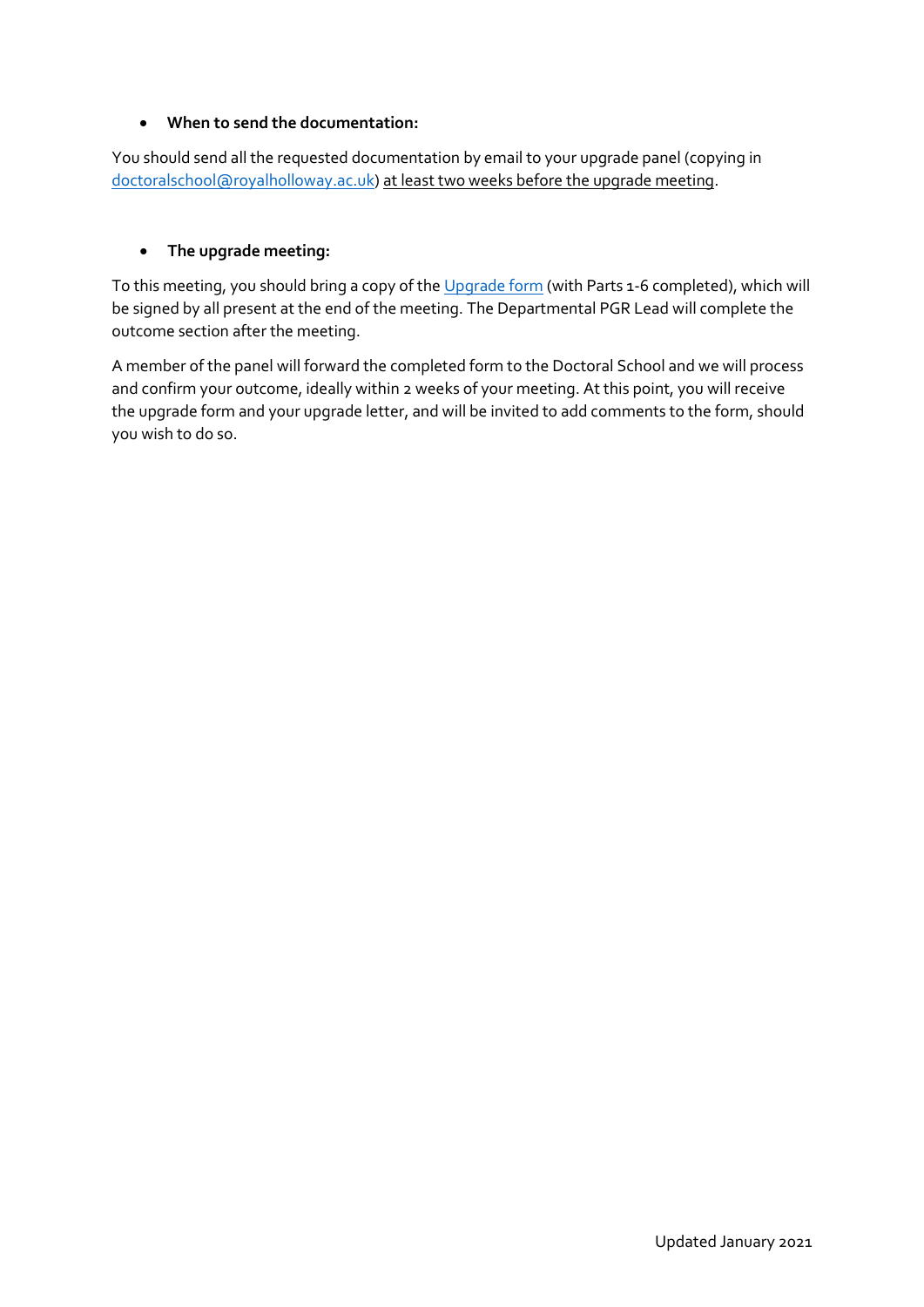- **When to send the documentation:**

You should send all the requested documentation by email to your upgrade panel (copying in doctoralschool@royalholloway.ac.uk) at least two weeks before the upgrade meeting.

- **The upgrade meeting:**

To this meeting, you should bring a copy of the Upgrade form (with Parts 1-6 completed), which will be signed by all present at the end of the meeting. The Departmental PGR Lead will complete the outcome section after the meeting.

A member of the panel will forward the completed form to the Doctoral School and we will process and confirm your outcome, ideally within 2 weeks of your meeting. At this point, you will receive the upgrade form and your upgrade letter, and will be invited to add comments to the form, should you wish to do so.

Updated January 2021